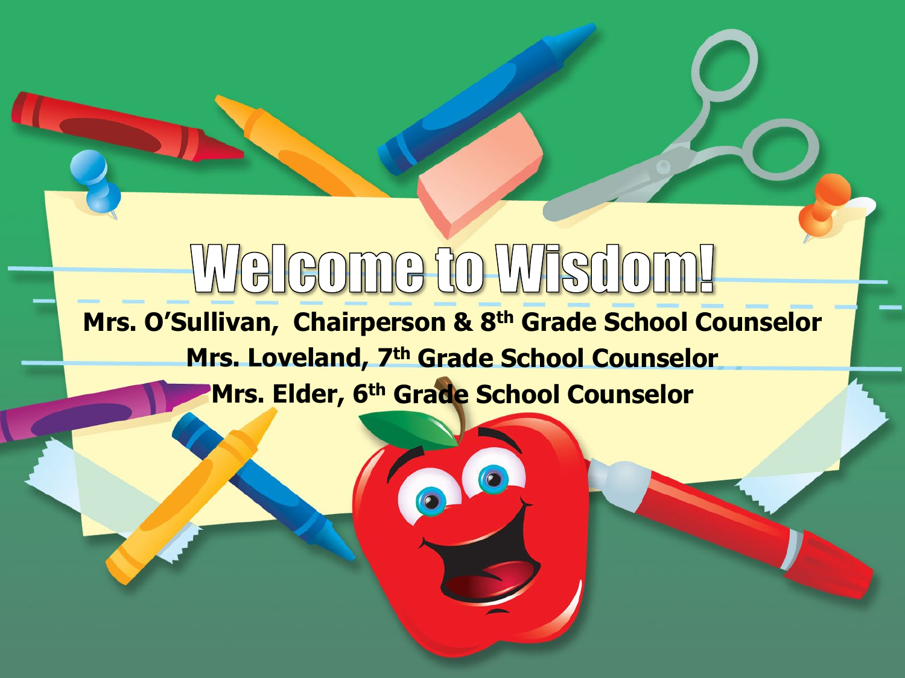# Welcome to Wisdom!

**Mrs. O’Sullivan, Chairperson & 8th Grade School Counselor**

**Mrs. Loveland, 7th Grade School Counselor**

**Mrs. Elder, 6th Grade School Counselor**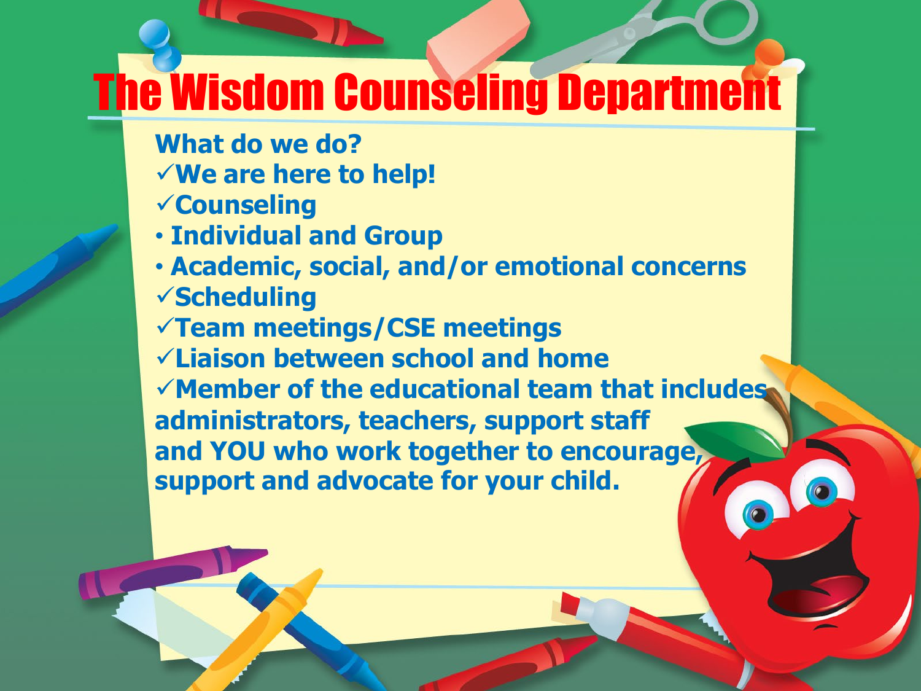# The Wisdom Counseling Department

**What do we do?**

- ✓ **We are here to help!**
- ✓ **Counseling**
  - **Individual and Group**
  - **Academic, social, and/or emotional concerns**
- ✓ **Scheduling**
- ✓ **Team meetings/CSE meetings**
- ✓ **Liaison between school and home**
- ✓ **Member of the educational team that includes administrators, teachers, support staff and YOU who work together to encourage, support and advocate for your child.**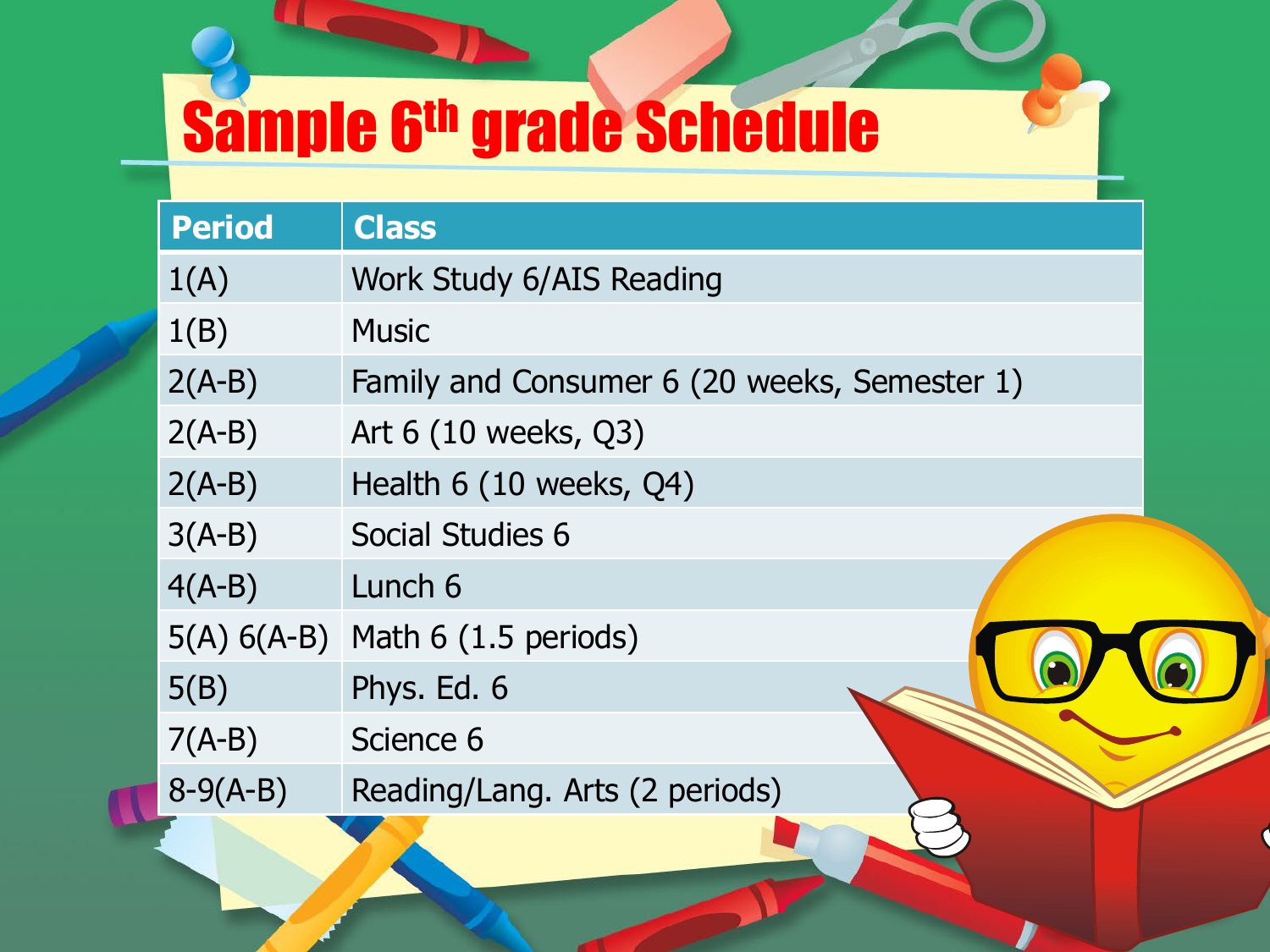# Sample 6th grade Schedule

| Period | Class |
| --- | --- |
| 1(A) | Work Study 6/AIS Reading |
| 1(B) | Music |
| 2(A-B) | Family and Consumer 6 (20 weeks, Semester 1) |
| 2(A-B) | Art 6 (10 weeks, Q3) |
| 2(A-B) | Health 6 (10 weeks, Q4) |
| 3(A-B) | Social Studies 6 |
| 4(A-B) | Lunch 6 |
| 5(A) 6(A-B) | Math 6 (1.5 periods) |
| 5(B) | Phys. Ed. 6 |
| 7(A-B) | Science 6 |
| 8-9(A-B) | Reading/Lang. Arts (2 periods) |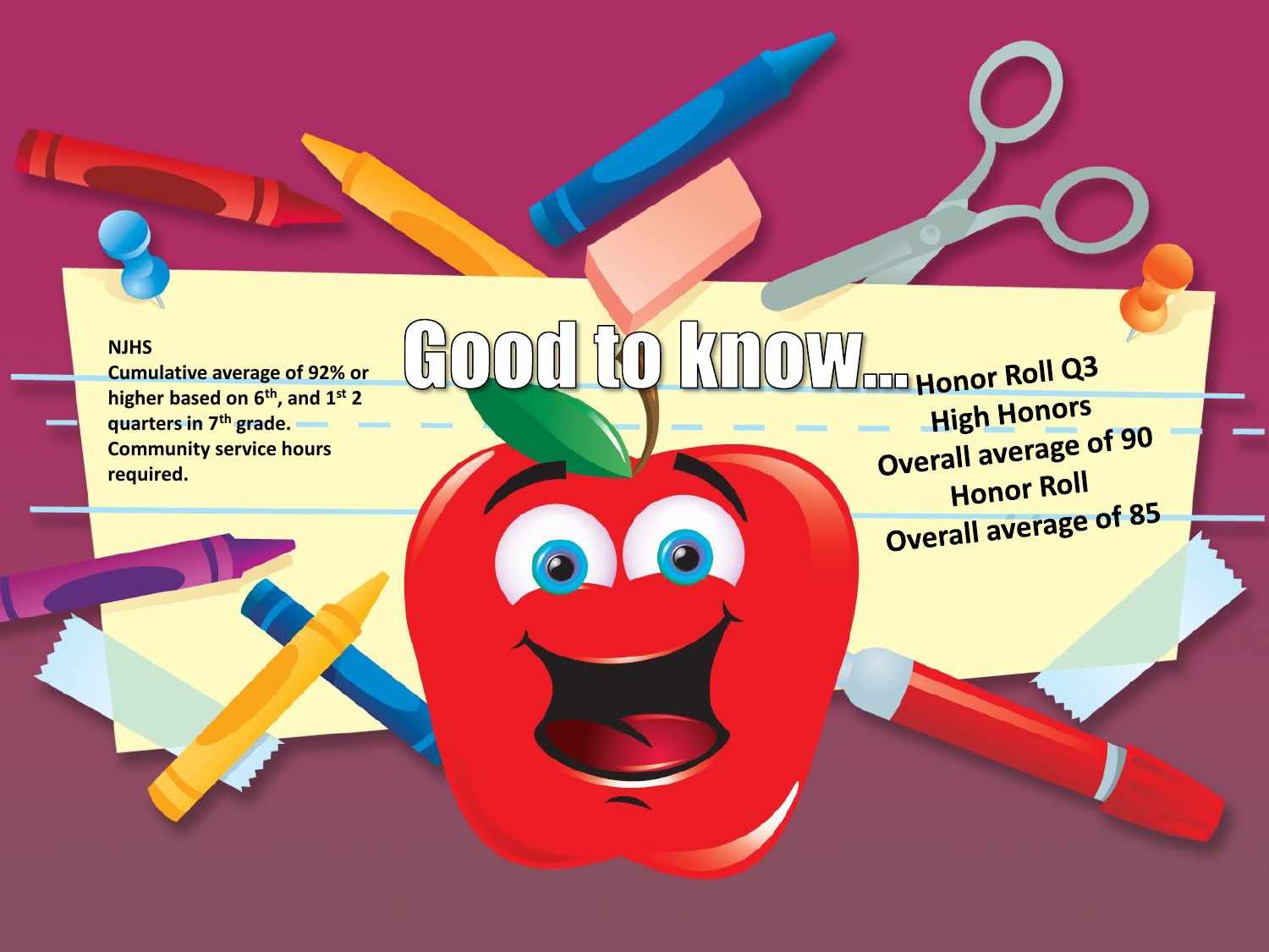# Good to know...

**NJHS**
**Cumulative average of 92% or higher based on 6th, and 1st 2 quarters in 7th grade. Community service hours required.**

**Honor Roll Q3**

**High Honors**
**Overall average of 90**

**Honor Roll**
**Overall average of 85**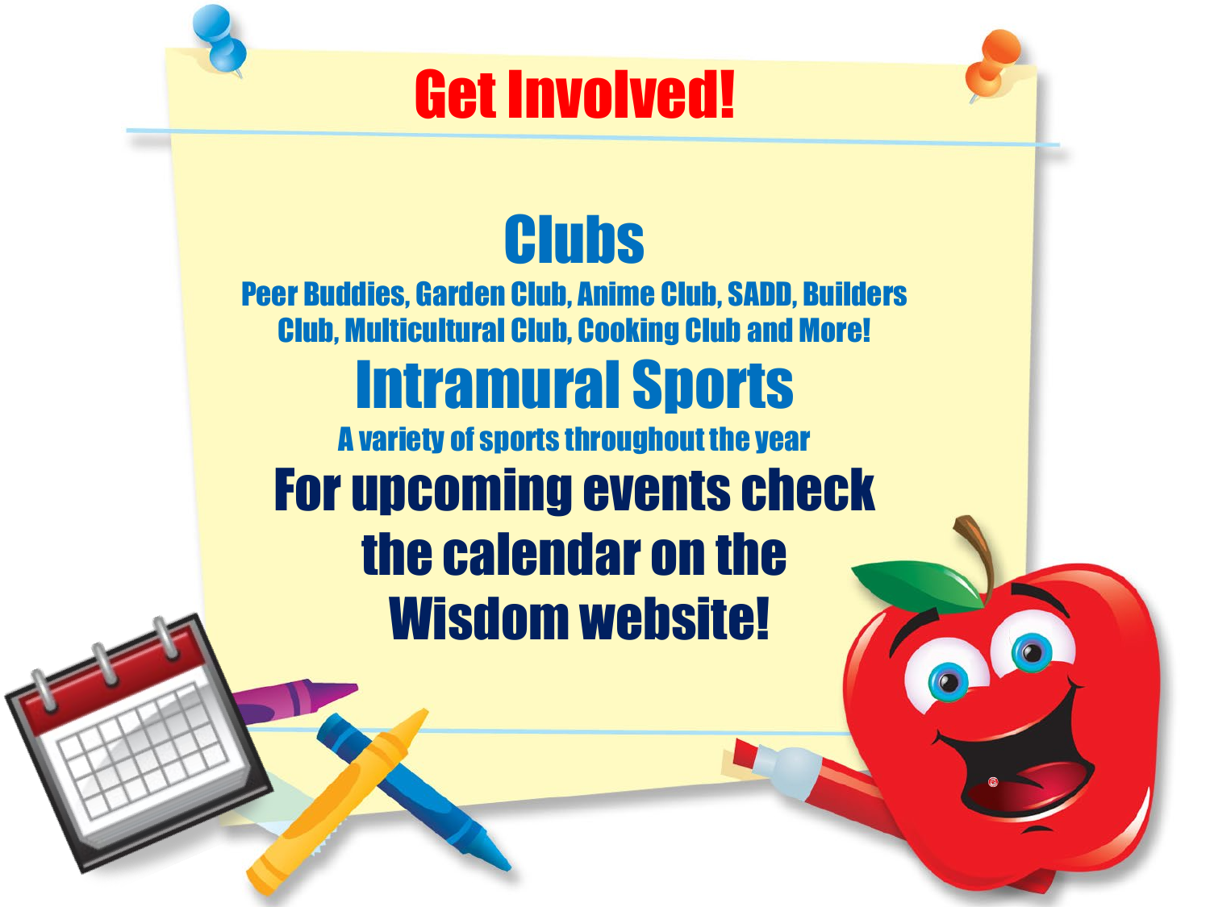# Get Involved!

## Clubs

**Peer Buddies, Garden Club, Anime Club, SADD, Builders Club, Multicultural Club, Cooking Club and More!**

## Intramural Sports

**A variety of sports throughout the year**

## For upcoming events check the calendar on the Wisdom website!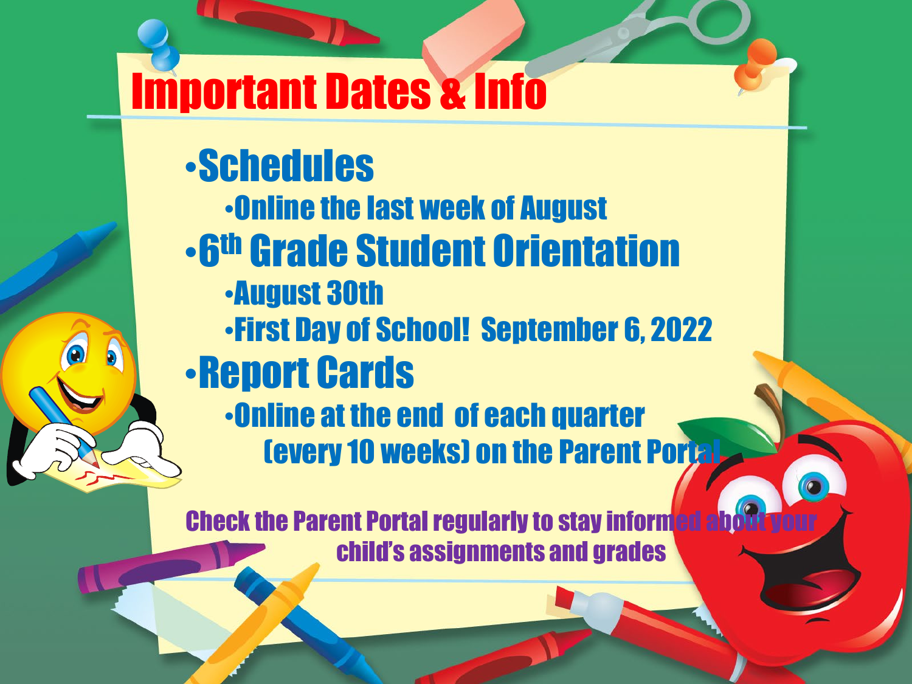# Important Dates & Info

- Schedules
  - Online the last week of August
- 6th Grade Student Orientation
  - August 30th
  - First Day of School! September 6, 2022
- Report Cards
  - Online at the end of each quarter (every 10 weeks) on the Parent Portal

Check the Parent Portal regularly to stay informed about your child's assignments and grades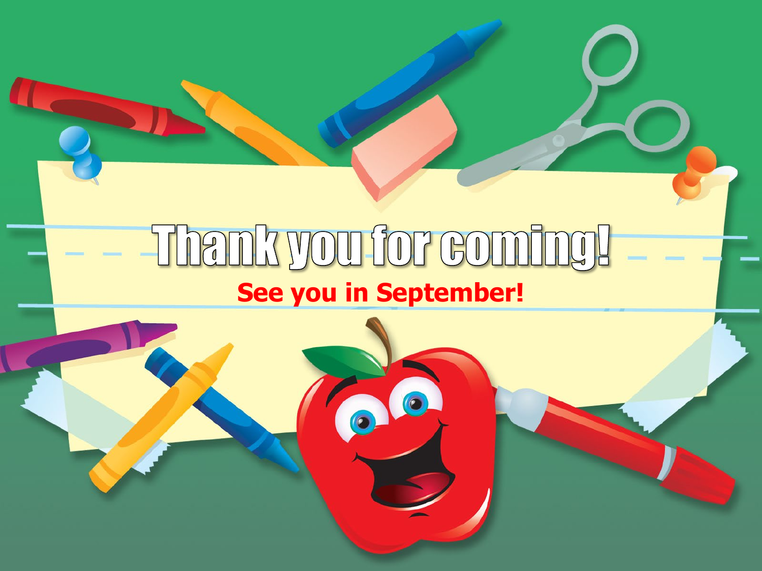# Thank you for coming!

**See you in September!**